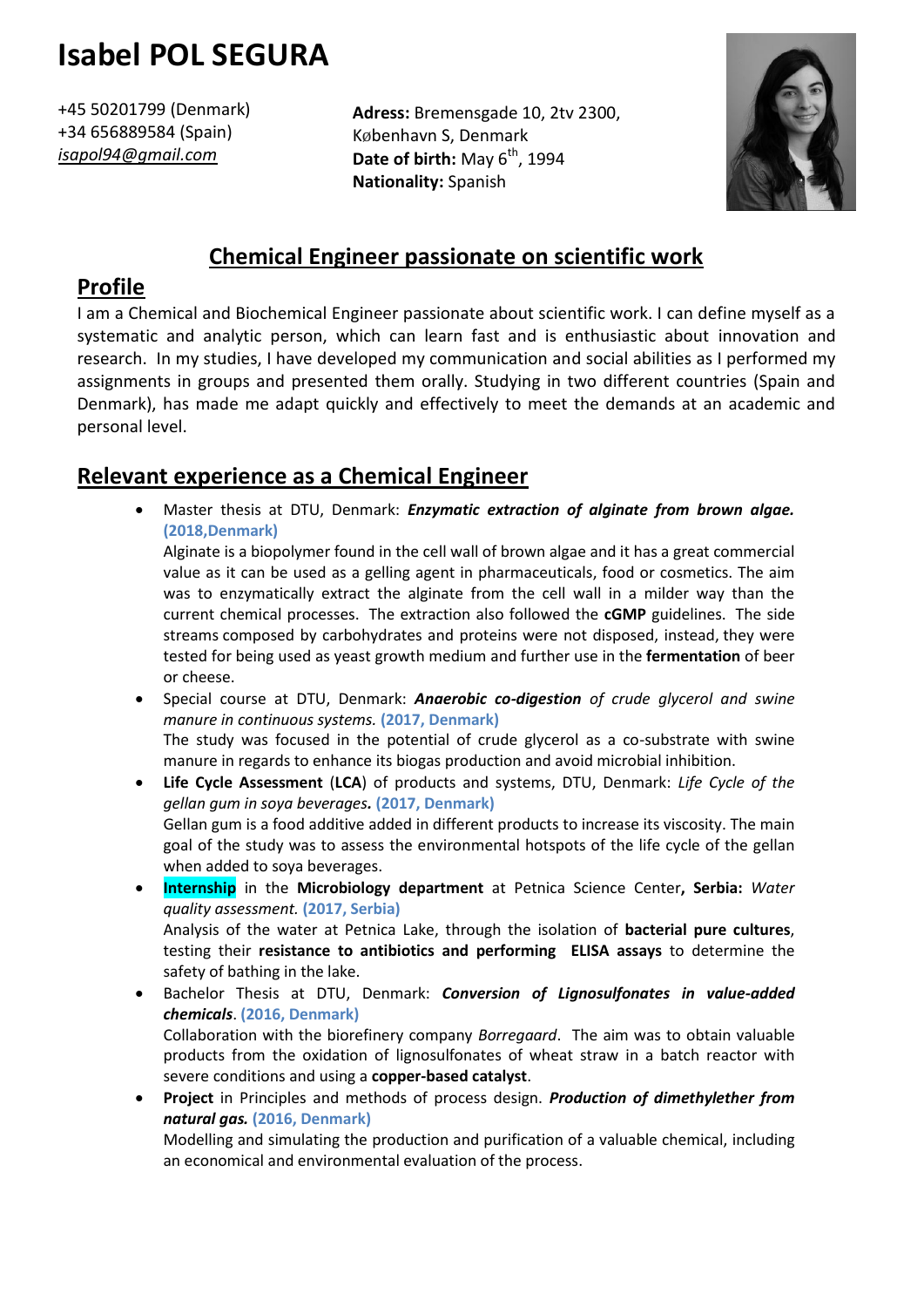# Isabel POL SEGURA

+45 50201799 (Denmark)
+34 656889584 (Spain)
*isapol94@gmail.com*

**Adress:** Bremensgade 10, 2tv 2300, København S, Denmark
**Date of birth:** May 6th, 1994
**Nationality:** Spanish

## Chemical Engineer passionate on scientific work

## Profile

I am a Chemical and Biochemical Engineer passionate about scientific work. I can define myself as a systematic and analytic person, which can learn fast and is enthusiastic about innovation and research. In my studies, I have developed my communication and social abilities as I performed my assignments in groups and presented them orally. Studying in two different countries (Spain and Denmark), has made me adapt quickly and effectively to meet the demands at an academic and personal level.

## Relevant experience as a Chemical Engineer

- Master thesis at DTU, Denmark: ***Enzymatic extraction of alginate from brown algae.*** **(2018,Denmark)**
  Alginate is a biopolymer found in the cell wall of brown algae and it has a great commercial value as it can be used as a gelling agent in pharmaceuticals, food or cosmetics. The aim was to enzymatically extract the alginate from the cell wall in a milder way than the current chemical processes. The extraction also followed the **cGMP** guidelines. The side streams composed by carbohydrates and proteins were not disposed, instead, they were tested for being used as yeast growth medium and further use in the **fermentation** of beer or cheese.
- Special course at DTU, Denmark: ***Anaerobic co-digestion*** *of crude glycerol and swine manure in continuous systems.* **(2017, Denmark)**
  The study was focused in the potential of crude glycerol as a co-substrate with swine manure in regards to enhance its biogas production and avoid microbial inhibition.
- **Life Cycle Assessment** (**LCA**) of products and systems, DTU, Denmark: *Life Cycle of the gellan gum in soya beverages.* **(2017, Denmark)**
  Gellan gum is a food additive added in different products to increase its viscosity. The main goal of the study was to assess the environmental hotspots of the life cycle of the gellan when added to soya beverages.
- **Internship** in the **Microbiology department** at Petnica Science Center**, Serbia:** *Water quality assessment.* **(2017, Serbia)**
  Analysis of the water at Petnica Lake, through the isolation of **bacterial pure cultures**, testing their **resistance to antibiotics and performing ELISA assays** to determine the safety of bathing in the lake.
- Bachelor Thesis at DTU, Denmark: ***Conversion of Lignosulfonates in value-added chemicals***. **(2016, Denmark)**
  Collaboration with the biorefinery company *Borregaard*. The aim was to obtain valuable products from the oxidation of lignosulfonates of wheat straw in a batch reactor with severe conditions and using a **copper-based catalyst**.
- **Project** in Principles and methods of process design. ***Production of dimethylether from natural gas.*** **(2016, Denmark)**
  Modelling and simulating the production and purification of a valuable chemical, including an economical and environmental evaluation of the process.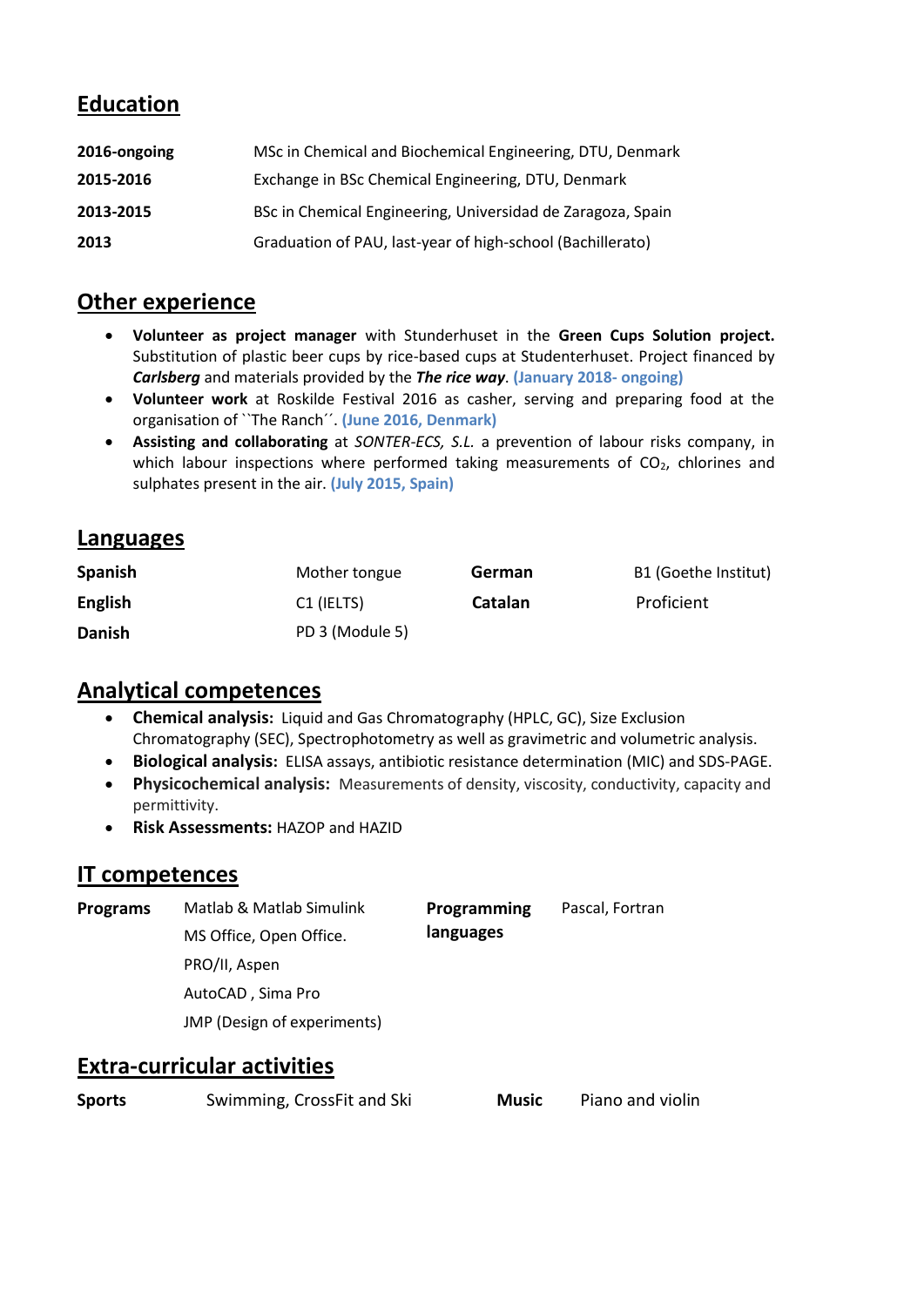## Education

| | |
|---|---|
| **2016-ongoing** | MSc in Chemical and Biochemical Engineering, DTU, Denmark |
| **2015-2016** | Exchange in BSc Chemical Engineering, DTU, Denmark |
| **2013-2015** | BSc in Chemical Engineering, Universidad de Zaragoza, Spain |
| **2013** | Graduation of PAU, last-year of high-school (Bachillerato) |

## Other experience

- **Volunteer as project manager** with Stunderhuset in the **Green Cups Solution project.** Substitution of plastic beer cups by rice-based cups at Studenterhuset. Project financed by ***Carlsberg*** and materials provided by the ***The rice way***. **(January 2018- ongoing)**
- **Volunteer work** at Roskilde Festival 2016 as casher, serving and preparing food at the organisation of ``The Ranch´´. **(June 2016, Denmark)**
- **Assisting and collaborating** at *SONTER-ECS, S.L.* a prevention of labour risks company, in which labour inspections where performed taking measurements of $CO_2$, chlorines and sulphates present in the air. **(July 2015, Spain)**

## Languages

| | | | |
|---|---|---|---|
| **Spanish** | Mother tongue | **German** | B1 (Goethe Institut) |
| **English** | C1 (IELTS) | **Catalan** | Proficient |
| **Danish** | PD 3 (Module 5) | | |

## Analytical competences

- **Chemical analysis:** Liquid and Gas Chromatography (HPLC, GC), Size Exclusion Chromatography (SEC), Spectrophotometry as well as gravimetric and volumetric analysis.
- **Biological analysis:** ELISA assays, antibiotic resistance determination (MIC) and SDS-PAGE.
- **Physicochemical analysis:** Measurements of density, viscosity, conductivity, capacity and permittivity.
- **Risk Assessments:** HAZOP and HAZID

## IT competences

| | | | |
|---|---|---|---|
| **Programs** | Matlab & Matlab Simulink | **Programming languages** | Pascal, Fortran |
| | MS Office, Open Office. | | |
| | PRO/II, Aspen | | |
| | AutoCAD , Sima Pro | | |
| | JMP (Design of experiments) | | |

## Extra-curricular activities

| | | | |
|---|---|---|---|
| **Sports** | Swimming, CrossFit and Ski | **Music** | Piano and violin |